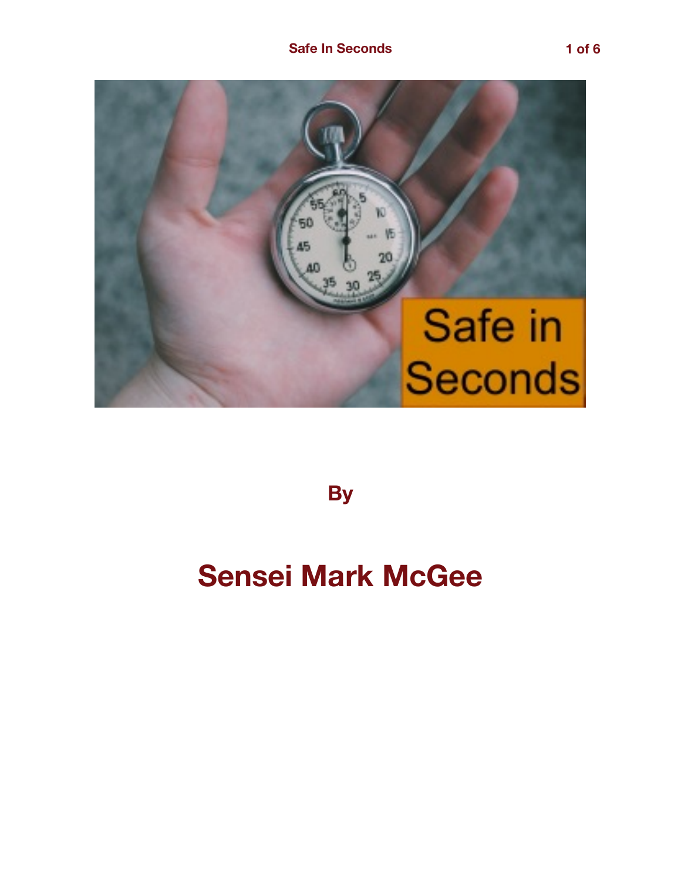By

# Sensei Mark McGee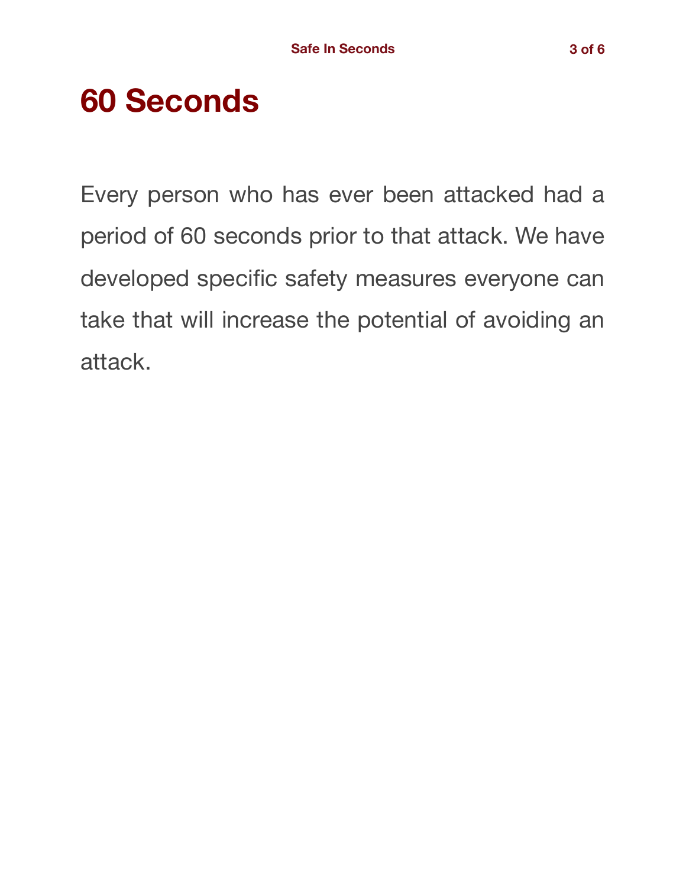# 60 Seconds

Every person who has ever been attacked had a period of 60 seconds prior to that attack. We have developed specific safety measures everyone can take that will increase the potential of avoiding an attack.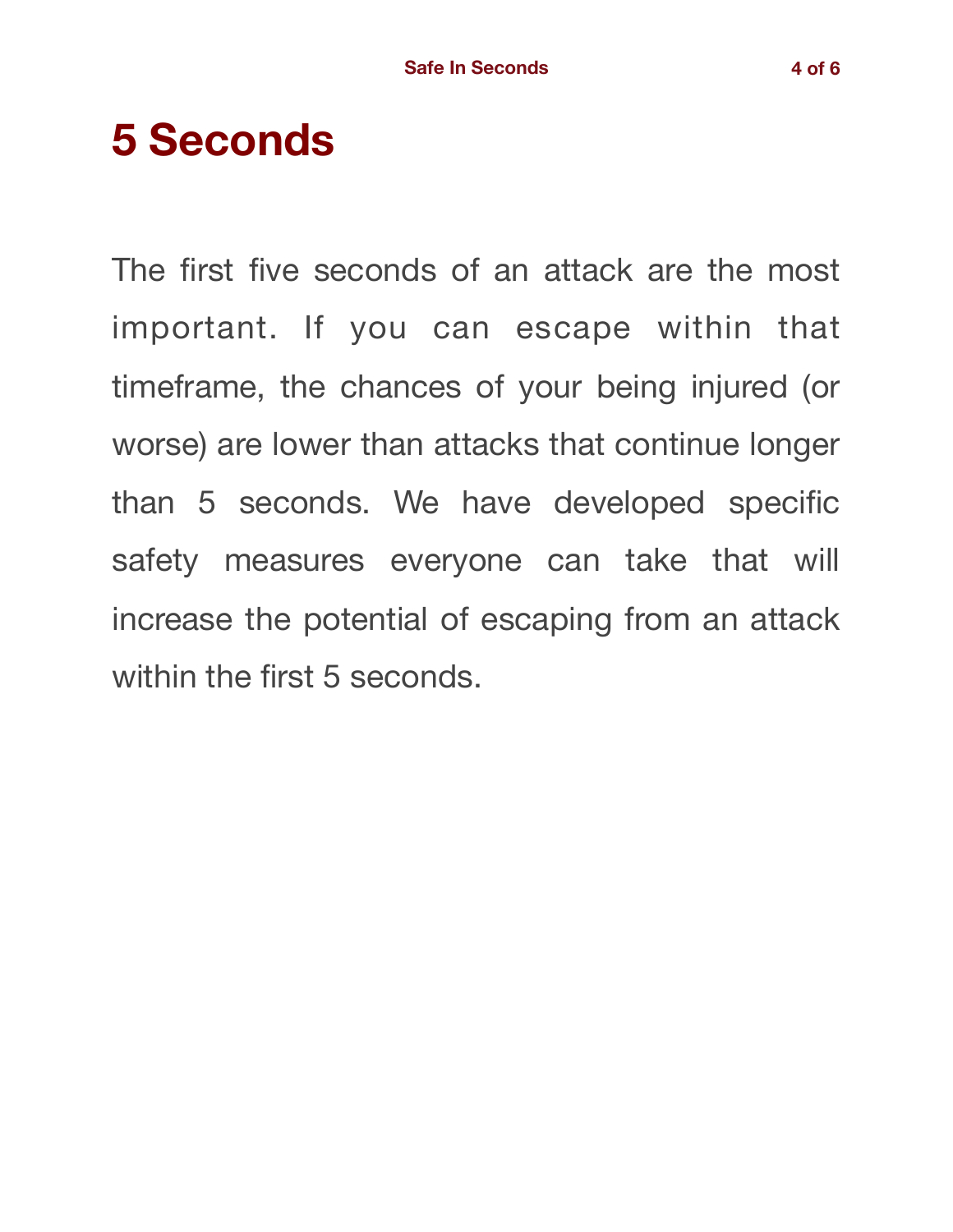# 5 Seconds

The first five seconds of an attack are the most important. If you can escape within that timeframe, the chances of your being injured (or worse) are lower than attacks that continue longer than 5 seconds. We have developed specific safety measures everyone can take that will increase the potential of escaping from an attack within the first 5 seconds.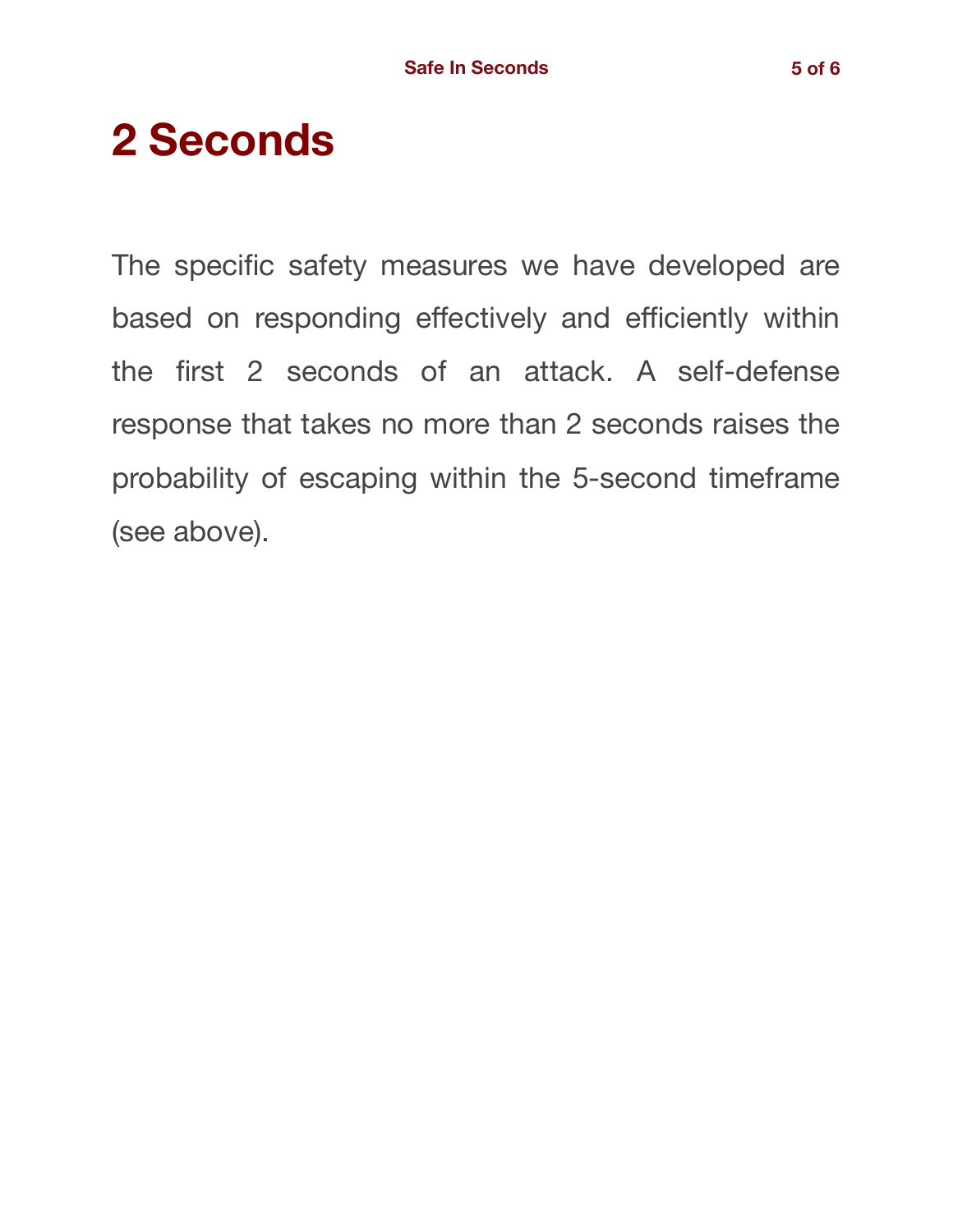# 2 Seconds

The specific safety measures we have developed are based on responding effectively and efficiently within the first 2 seconds of an attack. A self-defense response that takes no more than 2 seconds raises the probability of escaping within the 5-second timeframe (see above).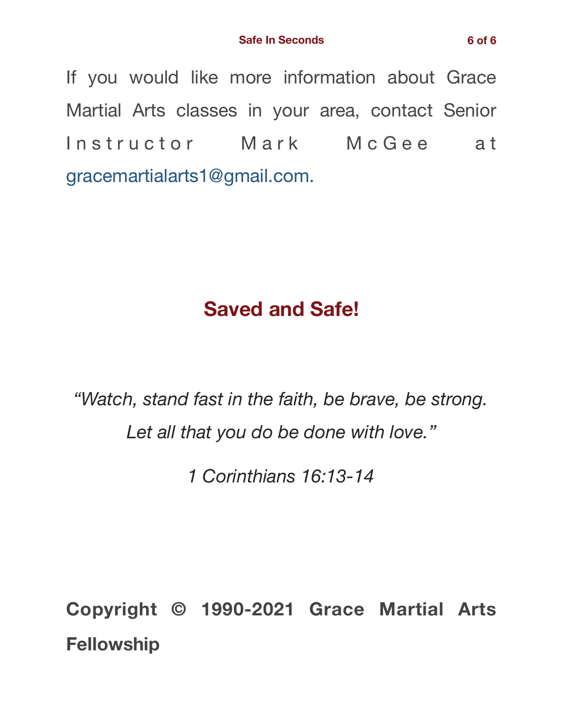If you would like more information about Grace Martial Arts classes in your area, contact Senior Instructor Mark McGee at gracemartialarts1@gmail.com.

## Saved and Safe!

*"Watch, stand fast in the faith, be brave, be strong. Let all that you do be done with love."*

*1 Corinthians 16:13-14*

**Copyright © 1990-2021 Grace Martial Arts Fellowship**